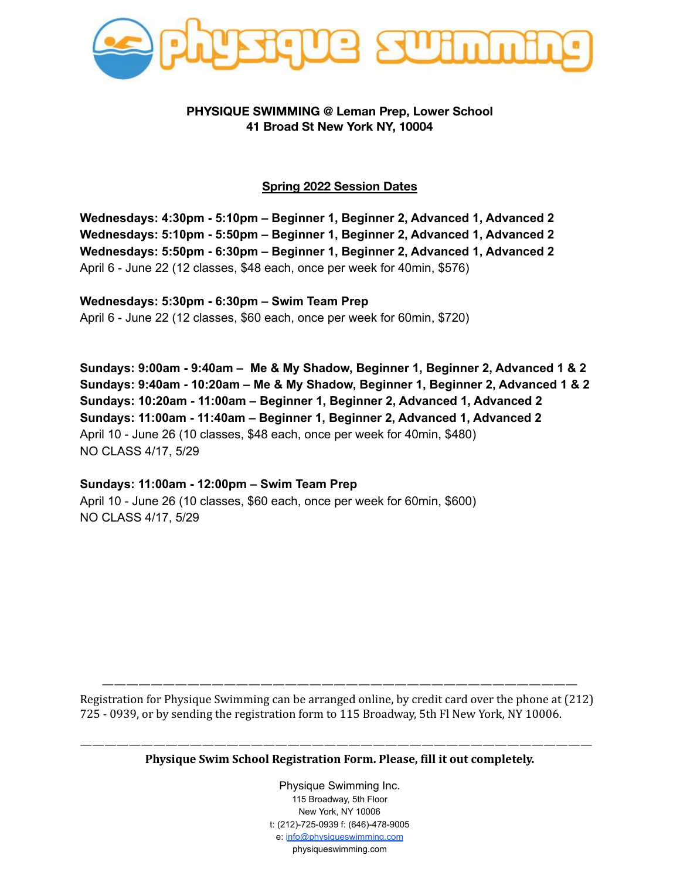# physique swimming

**PHYSIQUE SWIMMING @ Leman Prep, Lower School**
**41 Broad St New York NY, 10004**

## Spring 2022 Session Dates

**Wednesdays: 4:30pm - 5:10pm – Beginner 1, Beginner 2, Advanced 1, Advanced 2**
**Wednesdays: 5:10pm - 5:50pm – Beginner 1, Beginner 2, Advanced 1, Advanced 2**
**Wednesdays: 5:50pm - 6:30pm – Beginner 1, Beginner 2, Advanced 1, Advanced 2**
April 6 - June 22 (12 classes, $48 each, once per week for 40min, $576)

**Wednesdays: 5:30pm - 6:30pm – Swim Team Prep**
April 6 - June 22 (12 classes, $60 each, once per week for 60min, $720)

**Sundays: 9:00am - 9:40am – Me & My Shadow, Beginner 1, Beginner 2, Advanced 1 & 2**
**Sundays: 9:40am - 10:20am – Me & My Shadow, Beginner 1, Beginner 2, Advanced 1 & 2**
**Sundays: 10:20am - 11:00am – Beginner 1, Beginner 2, Advanced 1, Advanced 2**
**Sundays: 11:00am - 11:40am – Beginner 1, Beginner 2, Advanced 1, Advanced 2**
April 10 - June 26 (10 classes, $48 each, once per week for 40min, $480)
NO CLASS 4/17, 5/29

**Sundays: 11:00am - 12:00pm – Swim Team Prep**
April 10 - June 26 (10 classes, $60 each, once per week for 60min, $600)
NO CLASS 4/17, 5/29

---

Registration for Physique Swimming can be arranged online, by credit card over the phone at (212) 725 - 0939, or by sending the registration form to 115 Broadway, 5th Fl New York, NY 10006.

---

**Physique Swim School Registration Form. Please, fill it out completely.**

Physique Swimming Inc.
115 Broadway, 5th Floor
New York, NY 10006
t: (212)-725-0939 f: (646)-478-9005
e: info@physiqueswimming.com
physiqueswimming.com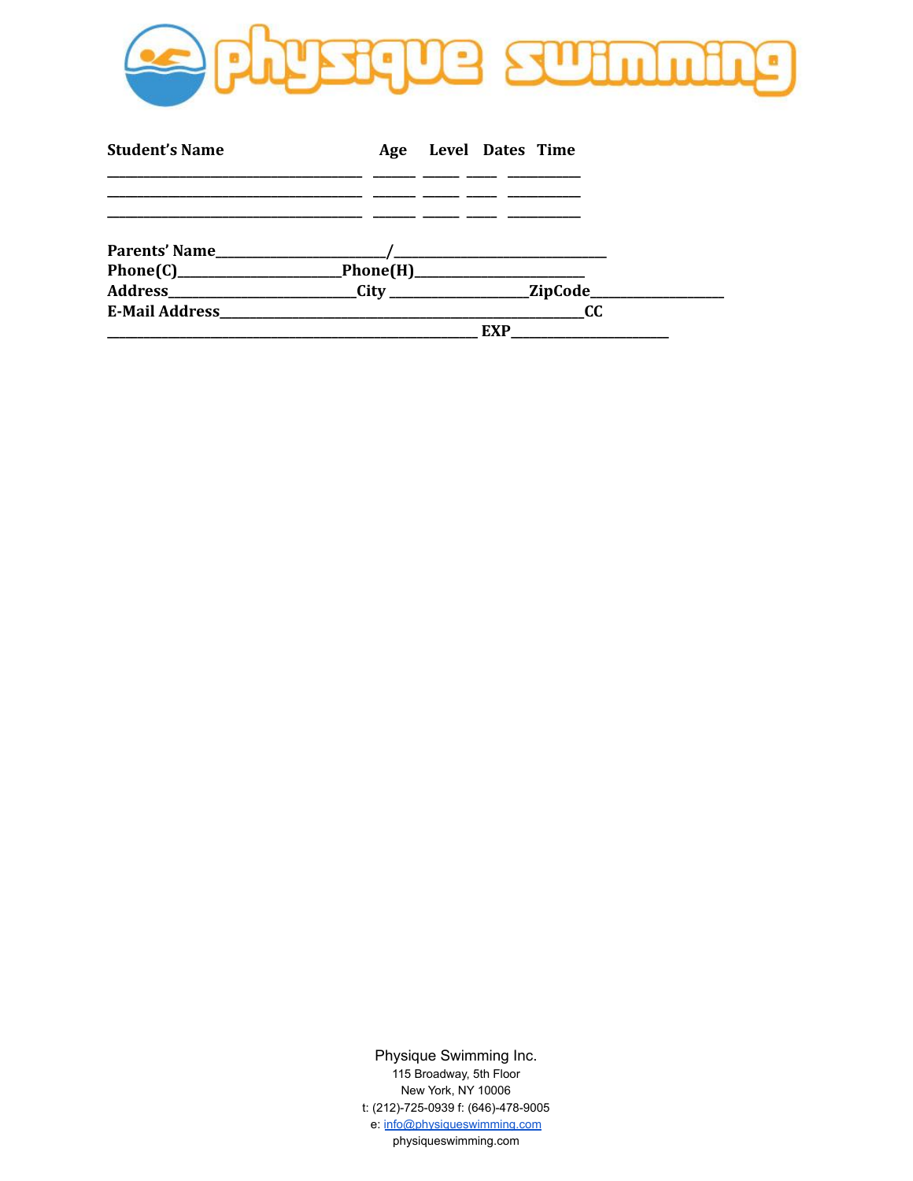**Student's Name** **Age** **Level** **Dates** **Time**

________________________________ ______ _____ ____ _________

________________________________ ______ _____ ____ _________

________________________________ ______ _____ ____ _________

**Parents' Name**______________________/____________________________

**Phone(C)**_____________________**Phone(H)**______________________

**Address**________________________**City** __________________**ZipCode**_________________

**E-Mail Address**_____________________________________________________**CC**

_______________________________________________________ **EXP**_____________________

Physique Swimming Inc.
115 Broadway, 5th Floor
New York, NY 10006
t: (212)-725-0939 f: (646)-478-9005
e: info@physiqueswimming.com
physiqueswimming.com